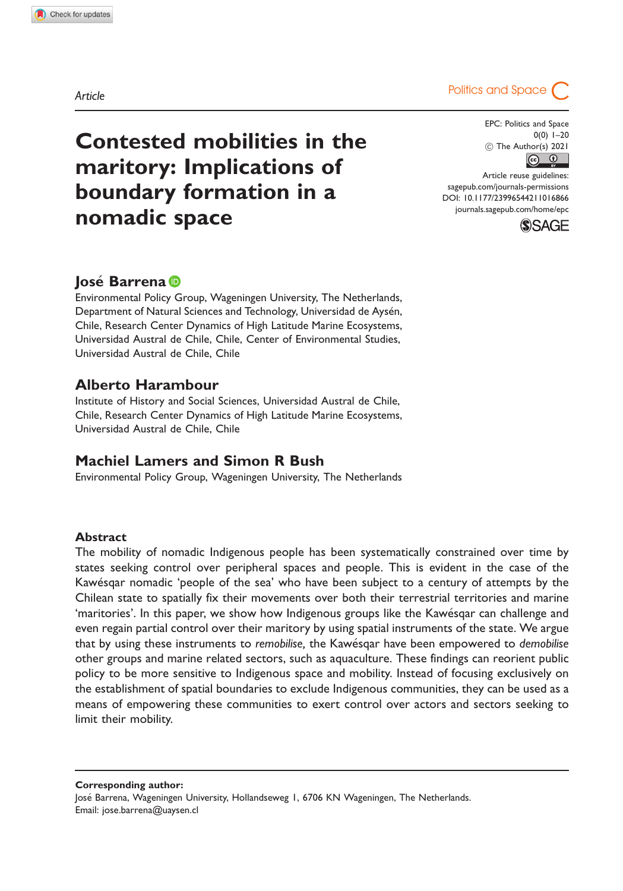Article

# Contested mobilities in the maritory: Implications of boundary formation in a nomadic space

**José Barrena**
Environmental Policy Group, Wageningen University, The Netherlands, Department of Natural Sciences and Technology, Universidad de Aysén, Chile, Research Center Dynamics of High Latitude Marine Ecosystems, Universidad Austral de Chile, Chile, Center of Environmental Studies, Universidad Austral de Chile, Chile

**Alberto Harambour**
Institute of History and Social Sciences, Universidad Austral de Chile, Chile, Research Center Dynamics of High Latitude Marine Ecosystems, Universidad Austral de Chile, Chile

**Machiel Lamers and Simon R Bush**
Environmental Policy Group, Wageningen University, The Netherlands

## Abstract

The mobility of nomadic Indigenous people has been systematically constrained over time by states seeking control over peripheral spaces and people. This is evident in the case of the Kawésqar nomadic 'people of the sea' who have been subject to a century of attempts by the Chilean state to spatially fix their movements over both their terrestrial territories and marine 'maritories'. In this paper, we show how Indigenous groups like the Kawésqar can challenge and even regain partial control over their maritory by using spatial instruments of the state. We argue that by using these instruments to *remobilise,* the Kawésqar have been empowered to *demobilise* other groups and marine related sectors, such as aquaculture. These findings can reorient public policy to be more sensitive to Indigenous space and mobility. Instead of focusing exclusively on the establishment of spatial boundaries to exclude Indigenous communities, they can be used as a means of empowering these communities to exert control over actors and sectors seeking to limit their mobility.

**Corresponding author:**
José Barrena, Wageningen University, Hollandseweg 1, 6706 KN Wageningen, The Netherlands.
Email: jose.barrena@uaysen.cl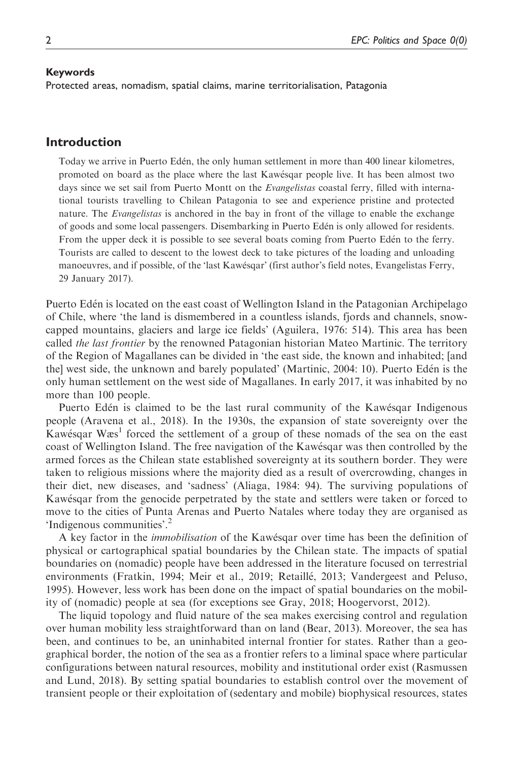#### Keywords

Protected areas, nomadism, spatial claims, marine territorialisation, Patagonia

## Introduction

> Today we arrive in Puerto Edén, the only human settlement in more than 400 linear kilometres, promoted on board as the place where the last Kawésqar people live. It has been almost two days since we set sail from Puerto Montt on the *Evangelistas* coastal ferry, filled with international tourists travelling to Chilean Patagonia to see and experience pristine and protected nature. The *Evangelistas* is anchored in the bay in front of the village to enable the exchange of goods and some local passengers. Disembarking in Puerto Edén is only allowed for residents. From the upper deck it is possible to see several boats coming from Puerto Edén to the ferry. Tourists are called to descent to the lowest deck to take pictures of the loading and unloading manoeuvres, and if possible, of the 'last Kawésqar' (first author's field notes, Evangelistas Ferry, 29 January 2017).

Puerto Edén is located on the east coast of Wellington Island in the Patagonian Archipelago of Chile, where 'the land is dismembered in a countless islands, fjords and channels, snow-capped mountains, glaciers and large ice fields' (Aguilera, 1976: 514). This area has been called *the last frontier* by the renowned Patagonian historian Mateo Martinic. The territory of the Region of Magallanes can be divided in 'the east side, the known and inhabited; [and the] west side, the unknown and barely populated' (Martinic, 2004: 10). Puerto Edén is the only human settlement on the west side of Magallanes. In early 2017, it was inhabited by no more than 100 people.

Puerto Edén is claimed to be the last rural community of the Kawésqar Indigenous people (Aravena et al., 2018). In the 1930s, the expansion of state sovereignty over the Kawésqar Wæs[1] forced the settlement of a group of these nomads of the sea on the east coast of Wellington Island. The free navigation of the Kawésqar was then controlled by the armed forces as the Chilean state established sovereignty at its southern border. They were taken to religious missions where the majority died as a result of overcrowding, changes in their diet, new diseases, and 'sadness' (Aliaga, 1984: 94). The surviving populations of Kawésqar from the genocide perpetrated by the state and settlers were taken or forced to move to the cities of Punta Arenas and Puerto Natales where today they are organised as 'Indigenous communities'.[2]

A key factor in the *immobilisation* of the Kawésqar over time has been the definition of physical or cartographical spatial boundaries by the Chilean state. The impacts of spatial boundaries on (nomadic) people have been addressed in the literature focused on terrestrial environments (Fratkin, 1994; Meir et al., 2019; Retaillé, 2013; Vandergeest and Peluso, 1995). However, less work has been done on the impact of spatial boundaries on the mobility of (nomadic) people at sea (for exceptions see Gray, 2018; Hoogervorst, 2012).

The liquid topology and fluid nature of the sea makes exercising control and regulation over human mobility less straightforward than on land (Bear, 2013). Moreover, the sea has been, and continues to be, an uninhabited internal frontier for states. Rather than a geographical border, the notion of the sea as a frontier refers to a liminal space where particular configurations between natural resources, mobility and institutional order exist (Rasmussen and Lund, 2018). By setting spatial boundaries to establish control over the movement of transient people or their exploitation of (sedentary and mobile) biophysical resources, states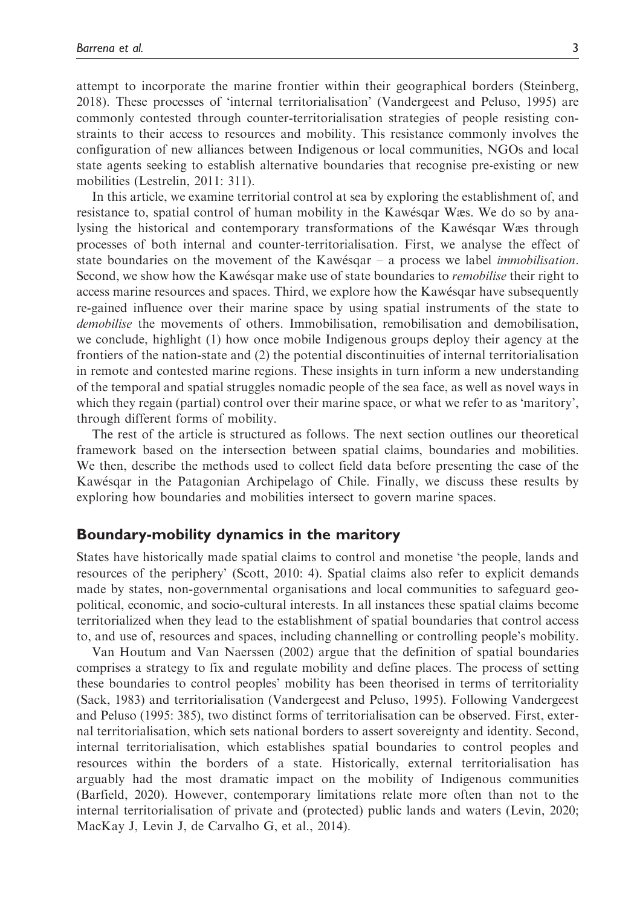attempt to incorporate the marine frontier within their geographical borders (Steinberg, 2018). These processes of 'internal territorialisation' (Vandergeest and Peluso, 1995) are commonly contested through counter-territorialisation strategies of people resisting constraints to their access to resources and mobility. This resistance commonly involves the configuration of new alliances between Indigenous or local communities, NGOs and local state agents seeking to establish alternative boundaries that recognise pre-existing or new mobilities (Lestrelin, 2011: 311).

In this article, we examine territorial control at sea by exploring the establishment of, and resistance to, spatial control of human mobility in the Kawésqar Wæs. We do so by analysing the historical and contemporary transformations of the Kawésqar Wæs through processes of both internal and counter-territorialisation. First, we analyse the effect of state boundaries on the movement of the Kawésqar – a process we label *immobilisation*. Second, we show how the Kawésqar make use of state boundaries to *remobilise* their right to access marine resources and spaces. Third, we explore how the Kawésqar have subsequently re-gained influence over their marine space by using spatial instruments of the state to *demobilise* the movements of others. Immobilisation, remobilisation and demobilisation, we conclude, highlight (1) how once mobile Indigenous groups deploy their agency at the frontiers of the nation-state and (2) the potential discontinuities of internal territorialisation in remote and contested marine regions. These insights in turn inform a new understanding of the temporal and spatial struggles nomadic people of the sea face, as well as novel ways in which they regain (partial) control over their marine space, or what we refer to as 'maritory', through different forms of mobility.

The rest of the article is structured as follows. The next section outlines our theoretical framework based on the intersection between spatial claims, boundaries and mobilities. We then, describe the methods used to collect field data before presenting the case of the Kawésqar in the Patagonian Archipelago of Chile. Finally, we discuss these results by exploring how boundaries and mobilities intersect to govern marine spaces.

## Boundary-mobility dynamics in the maritory

States have historically made spatial claims to control and monetise 'the people, lands and resources of the periphery' (Scott, 2010: 4). Spatial claims also refer to explicit demands made by states, non-governmental organisations and local communities to safeguard geopolitical, economic, and socio-cultural interests. In all instances these spatial claims become territorialized when they lead to the establishment of spatial boundaries that control access to, and use of, resources and spaces, including channelling or controlling people's mobility.

Van Houtum and Van Naerssen (2002) argue that the definition of spatial boundaries comprises a strategy to fix and regulate mobility and define places. The process of setting these boundaries to control peoples' mobility has been theorised in terms of territoriality (Sack, 1983) and territorialisation (Vandergeest and Peluso, 1995). Following Vandergeest and Peluso (1995: 385), two distinct forms of territorialisation can be observed. First, external territorialisation, which sets national borders to assert sovereignty and identity. Second, internal territorialisation, which establishes spatial boundaries to control peoples and resources within the borders of a state. Historically, external territorialisation has arguably had the most dramatic impact on the mobility of Indigenous communities (Barfield, 2020). However, contemporary limitations relate more often than not to the internal territorialisation of private and (protected) public lands and waters (Levin, 2020; MacKay J, Levin J, de Carvalho G, et al., 2014).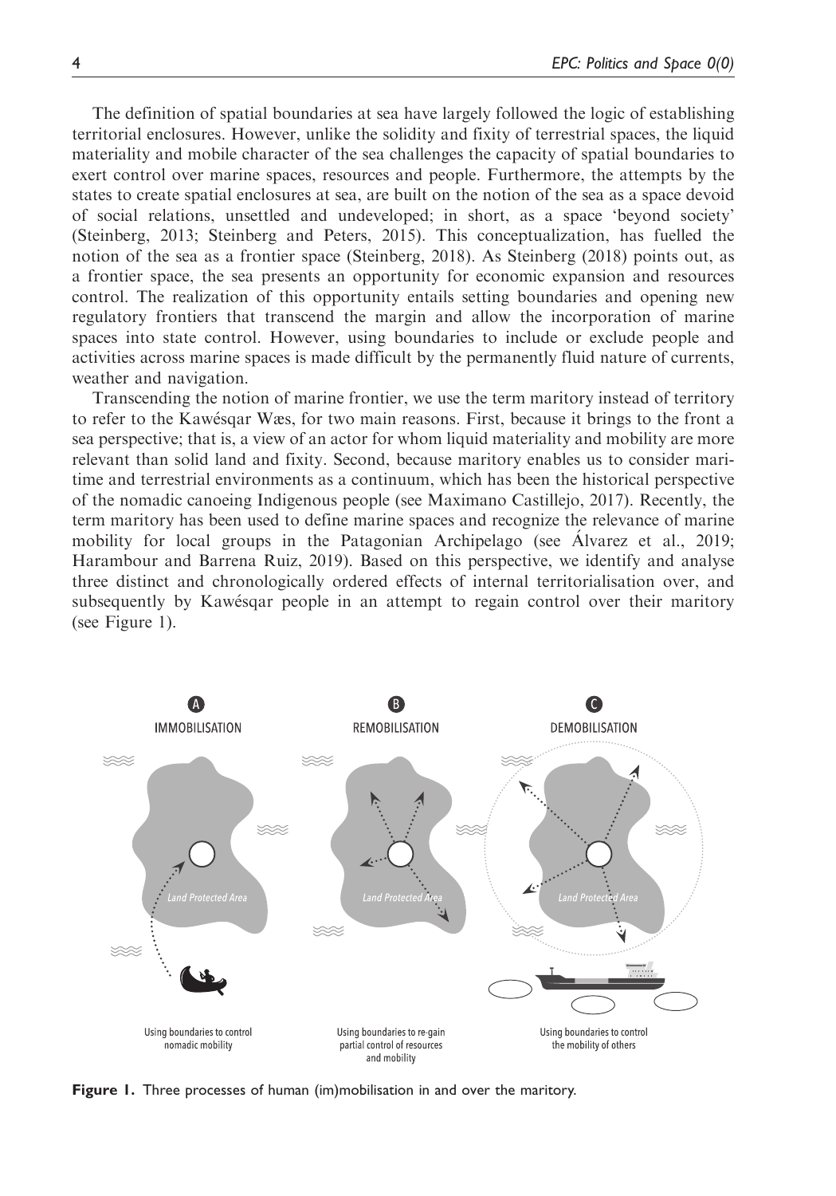The definition of spatial boundaries at sea have largely followed the logic of establishing territorial enclosures. However, unlike the solidity and fixity of terrestrial spaces, the liquid materiality and mobile character of the sea challenges the capacity of spatial boundaries to exert control over marine spaces, resources and people. Furthermore, the attempts by the states to create spatial enclosures at sea, are built on the notion of the sea as a space devoid of social relations, unsettled and undeveloped; in short, as a space 'beyond society' (Steinberg, 2013; Steinberg and Peters, 2015). This conceptualization, has fuelled the notion of the sea as a frontier space (Steinberg, 2018). As Steinberg (2018) points out, as a frontier space, the sea presents an opportunity for economic expansion and resources control. The realization of this opportunity entails setting boundaries and opening new regulatory frontiers that transcend the margin and allow the incorporation of marine spaces into state control. However, using boundaries to include or exclude people and activities across marine spaces is made difficult by the permanently fluid nature of currents, weather and navigation.

Transcending the notion of marine frontier, we use the term maritory instead of territory to refer to the Kawésqar Wæs, for two main reasons. First, because it brings to the front a sea perspective; that is, a view of an actor for whom liquid materiality and mobility are more relevant than solid land and fixity. Second, because maritory enables us to consider maritime and terrestrial environments as a continuum, which has been the historical perspective of the nomadic canoeing Indigenous people (see Maximano Castillejo, 2017). Recently, the term maritory has been used to define marine spaces and recognize the relevance of marine mobility for local groups in the Patagonian Archipelago (see Álvarez et al., 2019; Harambour and Barrena Ruiz, 2019). Based on this perspective, we identify and analyse three distinct and chronologically ordered effects of internal territorialisation over, and subsequently by Kawésqar people in an attempt to regain control over their maritory (see Figure 1).

**Figure 1.** Three processes of human (im)mobilisation in and over the maritory.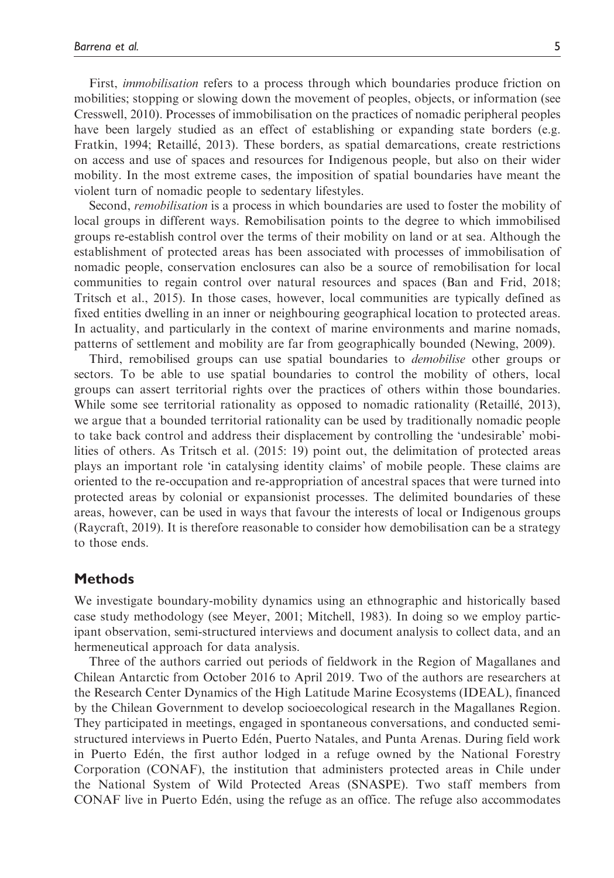First, *immobilisation* refers to a process through which boundaries produce friction on mobilities; stopping or slowing down the movement of peoples, objects, or information (see Cresswell, 2010). Processes of immobilisation on the practices of nomadic peripheral peoples have been largely studied as an effect of establishing or expanding state borders (e.g. Fratkin, 1994; Retaillé, 2013). These borders, as spatial demarcations, create restrictions on access and use of spaces and resources for Indigenous people, but also on their wider mobility. In the most extreme cases, the imposition of spatial boundaries have meant the violent turn of nomadic people to sedentary lifestyles.

Second, *remobilisation* is a process in which boundaries are used to foster the mobility of local groups in different ways. Remobilisation points to the degree to which immobilised groups re-establish control over the terms of their mobility on land or at sea. Although the establishment of protected areas has been associated with processes of immobilisation of nomadic people, conservation enclosures can also be a source of remobilisation for local communities to regain control over natural resources and spaces (Ban and Frid, 2018; Tritsch et al., 2015). In those cases, however, local communities are typically defined as fixed entities dwelling in an inner or neighbouring geographical location to protected areas. In actuality, and particularly in the context of marine environments and marine nomads, patterns of settlement and mobility are far from geographically bounded (Newing, 2009).

Third, remobilised groups can use spatial boundaries to *demobilise* other groups or sectors. To be able to use spatial boundaries to control the mobility of others, local groups can assert territorial rights over the practices of others within those boundaries. While some see territorial rationality as opposed to nomadic rationality (Retaillé, 2013), we argue that a bounded territorial rationality can be used by traditionally nomadic people to take back control and address their displacement by controlling the 'undesirable' mobilities of others. As Tritsch et al. (2015: 19) point out, the delimitation of protected areas plays an important role 'in catalysing identity claims' of mobile people. These claims are oriented to the re-occupation and re-appropriation of ancestral spaces that were turned into protected areas by colonial or expansionist processes. The delimited boundaries of these areas, however, can be used in ways that favour the interests of local or Indigenous groups (Raycraft, 2019). It is therefore reasonable to consider how demobilisation can be a strategy to those ends.

## Methods

We investigate boundary-mobility dynamics using an ethnographic and historically based case study methodology (see Meyer, 2001; Mitchell, 1983). In doing so we employ participant observation, semi-structured interviews and document analysis to collect data, and an hermeneutical approach for data analysis.

Three of the authors carried out periods of fieldwork in the Region of Magallanes and Chilean Antarctic from October 2016 to April 2019. Two of the authors are researchers at the Research Center Dynamics of the High Latitude Marine Ecosystems (IDEAL), financed by the Chilean Government to develop socioecological research in the Magallanes Region. They participated in meetings, engaged in spontaneous conversations, and conducted semi-structured interviews in Puerto Edén, Puerto Natales, and Punta Arenas. During field work in Puerto Edén, the first author lodged in a refuge owned by the National Forestry Corporation (CONAF), the institution that administers protected areas in Chile under the National System of Wild Protected Areas (SNASPE). Two staff members from CONAF live in Puerto Edén, using the refuge as an office. The refuge also accommodates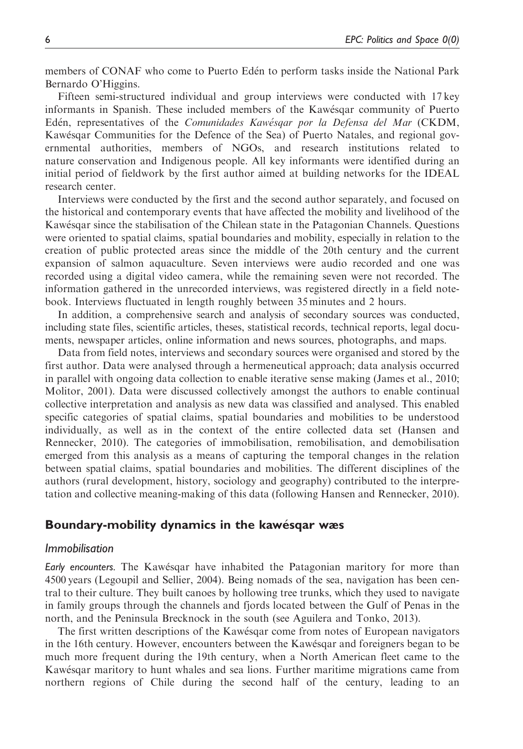members of CONAF who come to Puerto Edén to perform tasks inside the National Park Bernardo O'Higgins.

Fifteen semi-structured individual and group interviews were conducted with 17 key informants in Spanish. These included members of the Kawésqar community of Puerto Edén, representatives of the *Comunidades Kawésqar por la Defensa del Mar* (CKDM, Kawésqar Communities for the Defence of the Sea) of Puerto Natales, and regional governmental authorities, members of NGOs, and research institutions related to nature conservation and Indigenous people. All key informants were identified during an initial period of fieldwork by the first author aimed at building networks for the IDEAL research center.

Interviews were conducted by the first and the second author separately, and focused on the historical and contemporary events that have affected the mobility and livelihood of the Kawésqar since the stabilisation of the Chilean state in the Patagonian Channels. Questions were oriented to spatial claims, spatial boundaries and mobility, especially in relation to the creation of public protected areas since the middle of the 20th century and the current expansion of salmon aquaculture. Seven interviews were audio recorded and one was recorded using a digital video camera, while the remaining seven were not recorded. The information gathered in the unrecorded interviews, was registered directly in a field notebook. Interviews fluctuated in length roughly between 35 minutes and 2 hours.

In addition, a comprehensive search and analysis of secondary sources was conducted, including state files, scientific articles, theses, statistical records, technical reports, legal documents, newspaper articles, online information and news sources, photographs, and maps.

Data from field notes, interviews and secondary sources were organised and stored by the first author. Data were analysed through a hermeneutical approach; data analysis occurred in parallel with ongoing data collection to enable iterative sense making (James et al., 2010; Molitor, 2001). Data were discussed collectively amongst the authors to enable continual collective interpretation and analysis as new data was classified and analysed. This enabled specific categories of spatial claims, spatial boundaries and mobilities to be understood individually, as well as in the context of the entire collected data set (Hansen and Rennecker, 2010). The categories of immobilisation, remobilisation, and demobilisation emerged from this analysis as a means of capturing the temporal changes in the relation between spatial claims, spatial boundaries and mobilities. The different disciplines of the authors (rural development, history, sociology and geography) contributed to the interpretation and collective meaning-making of this data (following Hansen and Rennecker, 2010).

## Boundary-mobility dynamics in the kawésqar wæs

### Immobilisation

*Early encounters.* The Kawésqar have inhabited the Patagonian maritory for more than 4500 years (Legoupil and Sellier, 2004). Being nomads of the sea, navigation has been central to their culture. They built canoes by hollowing tree trunks, which they used to navigate in family groups through the channels and fjords located between the Gulf of Penas in the north, and the Peninsula Brecknock in the south (see Aguilera and Tonko, 2013).

The first written descriptions of the Kawésqar come from notes of European navigators in the 16th century. However, encounters between the Kawésqar and foreigners began to be much more frequent during the 19th century, when a North American fleet came to the Kawésqar maritory to hunt whales and sea lions. Further maritime migrations came from northern regions of Chile during the second half of the century, leading to an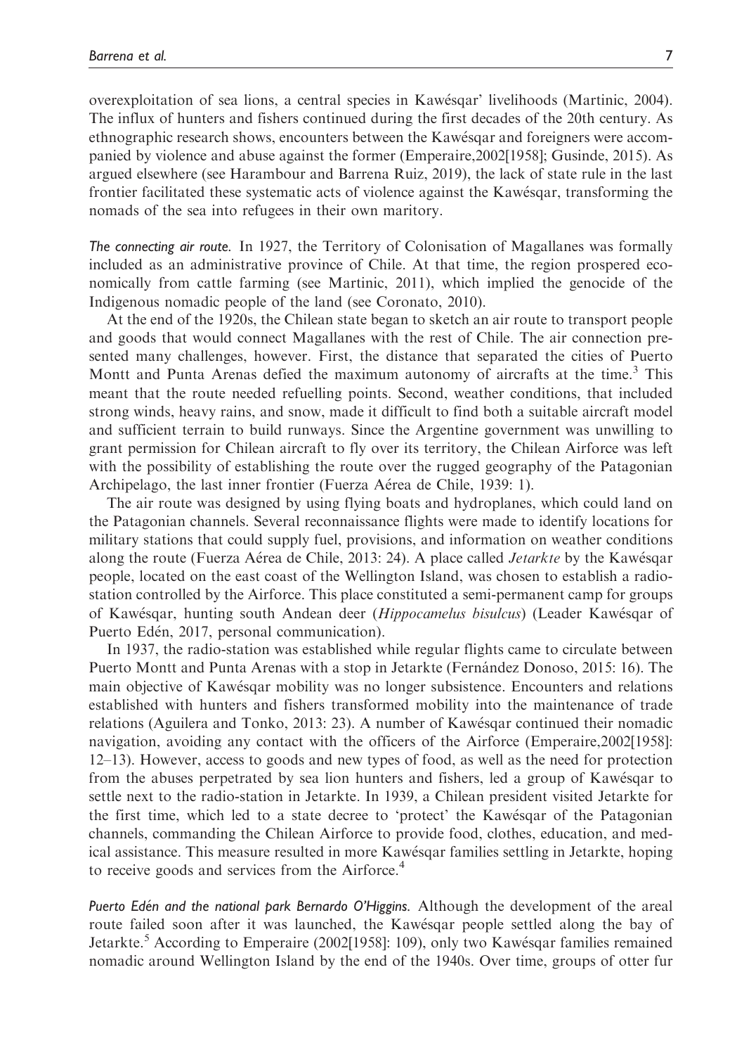overexploitation of sea lions, a central species in Kawésqar' livelihoods (Martinic, 2004). The influx of hunters and fishers continued during the first decades of the 20th century. As ethnographic research shows, encounters between the Kawésqar and foreigners were accompanied by violence and abuse against the former (Emperaire,2002[1958]; Gusinde, 2015). As argued elsewhere (see Harambour and Barrena Ruiz, 2019), the lack of state rule in the last frontier facilitated these systematic acts of violence against the Kawésqar, transforming the nomads of the sea into refugees in their own maritory.

*The connecting air route.* In 1927, the Territory of Colonisation of Magallanes was formally included as an administrative province of Chile. At that time, the region prospered economically from cattle farming (see Martinic, 2011), which implied the genocide of the Indigenous nomadic people of the land (see Coronato, 2010).

At the end of the 1920s, the Chilean state began to sketch an air route to transport people and goods that would connect Magallanes with the rest of Chile. The air connection presented many challenges, however. First, the distance that separated the cities of Puerto Montt and Punta Arenas defied the maximum autonomy of aircrafts at the time.[3] This meant that the route needed refuelling points. Second, weather conditions, that included strong winds, heavy rains, and snow, made it difficult to find both a suitable aircraft model and sufficient terrain to build runways. Since the Argentine government was unwilling to grant permission for Chilean aircraft to fly over its territory, the Chilean Airforce was left with the possibility of establishing the route over the rugged geography of the Patagonian Archipelago, the last inner frontier (Fuerza Aérea de Chile, 1939: 1).

The air route was designed by using flying boats and hydroplanes, which could land on the Patagonian channels. Several reconnaissance flights were made to identify locations for military stations that could supply fuel, provisions, and information on weather conditions along the route (Fuerza Aérea de Chile, 2013: 24). A place called *Jetarkte* by the Kawésqar people, located on the east coast of the Wellington Island, was chosen to establish a radio-station controlled by the Airforce. This place constituted a semi-permanent camp for groups of Kawésqar, hunting south Andean deer (*Hippocamelus bisulcus*) (Leader Kawésqar of Puerto Edén, 2017, personal communication).

In 1937, the radio-station was established while regular flights came to circulate between Puerto Montt and Punta Arenas with a stop in Jetarkte (Fernández Donoso, 2015: 16). The main objective of Kawésqar mobility was no longer subsistence. Encounters and relations established with hunters and fishers transformed mobility into the maintenance of trade relations (Aguilera and Tonko, 2013: 23). A number of Kawésqar continued their nomadic navigation, avoiding any contact with the officers of the Airforce (Emperaire,2002[1958]: 12–13). However, access to goods and new types of food, as well as the need for protection from the abuses perpetrated by sea lion hunters and fishers, led a group of Kawésqar to settle next to the radio-station in Jetarkte. In 1939, a Chilean president visited Jetarkte for the first time, which led to a state decree to 'protect' the Kawésqar of the Patagonian channels, commanding the Chilean Airforce to provide food, clothes, education, and medical assistance. This measure resulted in more Kawésqar families settling in Jetarkte, hoping to receive goods and services from the Airforce.[4]

*Puerto Edén and the national park Bernardo O'Higgins.* Although the development of the areal route failed soon after it was launched, the Kawésqar people settled along the bay of Jetarkte.[5] According to Emperaire (2002[1958]: 109), only two Kawésqar families remained nomadic around Wellington Island by the end of the 1940s. Over time, groups of otter fur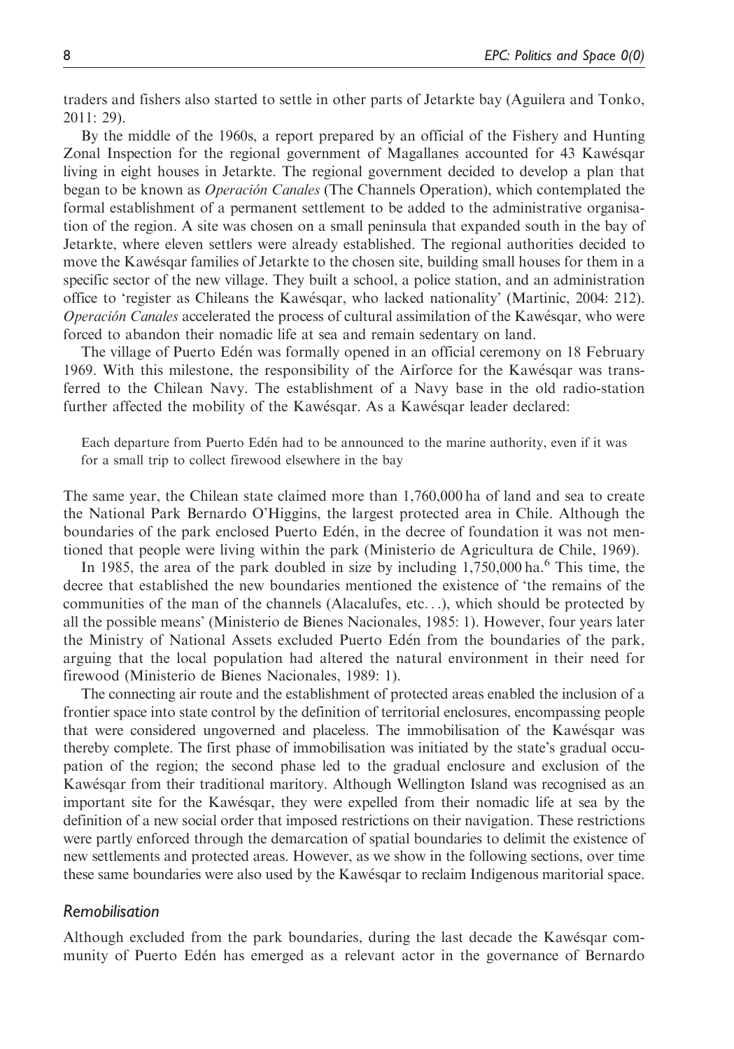traders and fishers also started to settle in other parts of Jetarkte bay (Aguilera and Tonko, 2011: 29).

By the middle of the 1960s, a report prepared by an official of the Fishery and Hunting Zonal Inspection for the regional government of Magallanes accounted for 43 Kawésqar living in eight houses in Jetarkte. The regional government decided to develop a plan that began to be known as *Operación Canales* (The Channels Operation), which contemplated the formal establishment of a permanent settlement to be added to the administrative organisation of the region. A site was chosen on a small peninsula that expanded south in the bay of Jetarkte, where eleven settlers were already established. The regional authorities decided to move the Kawésqar families of Jetarkte to the chosen site, building small houses for them in a specific sector of the new village. They built a school, a police station, and an administration office to 'register as Chileans the Kawésqar, who lacked nationality' (Martinic, 2004: 212). *Operación Canales* accelerated the process of cultural assimilation of the Kawésqar, who were forced to abandon their nomadic life at sea and remain sedentary on land.

The village of Puerto Edén was formally opened in an official ceremony on 18 February 1969. With this milestone, the responsibility of the Airforce for the Kawésqar was transferred to the Chilean Navy. The establishment of a Navy base in the old radio-station further affected the mobility of the Kawésqar. As a Kawésqar leader declared:

> Each departure from Puerto Edén had to be announced to the marine authority, even if it was for a small trip to collect firewood elsewhere in the bay

The same year, the Chilean state claimed more than 1,760,000 ha of land and sea to create the National Park Bernardo O'Higgins, the largest protected area in Chile. Although the boundaries of the park enclosed Puerto Edén, in the decree of foundation it was not mentioned that people were living within the park (Ministerio de Agricultura de Chile, 1969).

In 1985, the area of the park doubled in size by including 1,750,000 ha.[6] This time, the decree that established the new boundaries mentioned the existence of 'the remains of the communities of the man of the channels (Alacalufes, etc...), which should be protected by all the possible means' (Ministerio de Bienes Nacionales, 1985: 1). However, four years later the Ministry of National Assets excluded Puerto Edén from the boundaries of the park, arguing that the local population had altered the natural environment in their need for firewood (Ministerio de Bienes Nacionales, 1989: 1).

The connecting air route and the establishment of protected areas enabled the inclusion of a frontier space into state control by the definition of territorial enclosures, encompassing people that were considered ungoverned and placeless. The immobilisation of the Kawésqar was thereby complete. The first phase of immobilisation was initiated by the state's gradual occupation of the region; the second phase led to the gradual enclosure and exclusion of the Kawésqar from their traditional maritory. Although Wellington Island was recognised as an important site for the Kawésqar, they were expelled from their nomadic life at sea by the definition of a new social order that imposed restrictions on their navigation. These restrictions were partly enforced through the demarcation of spatial boundaries to delimit the existence of new settlements and protected areas. However, as we show in the following sections, over time these same boundaries were also used by the Kawésqar to reclaim Indigenous maritorial space.

## *Remobilisation*

Although excluded from the park boundaries, during the last decade the Kawésqar community of Puerto Edén has emerged as a relevant actor in the governance of Bernardo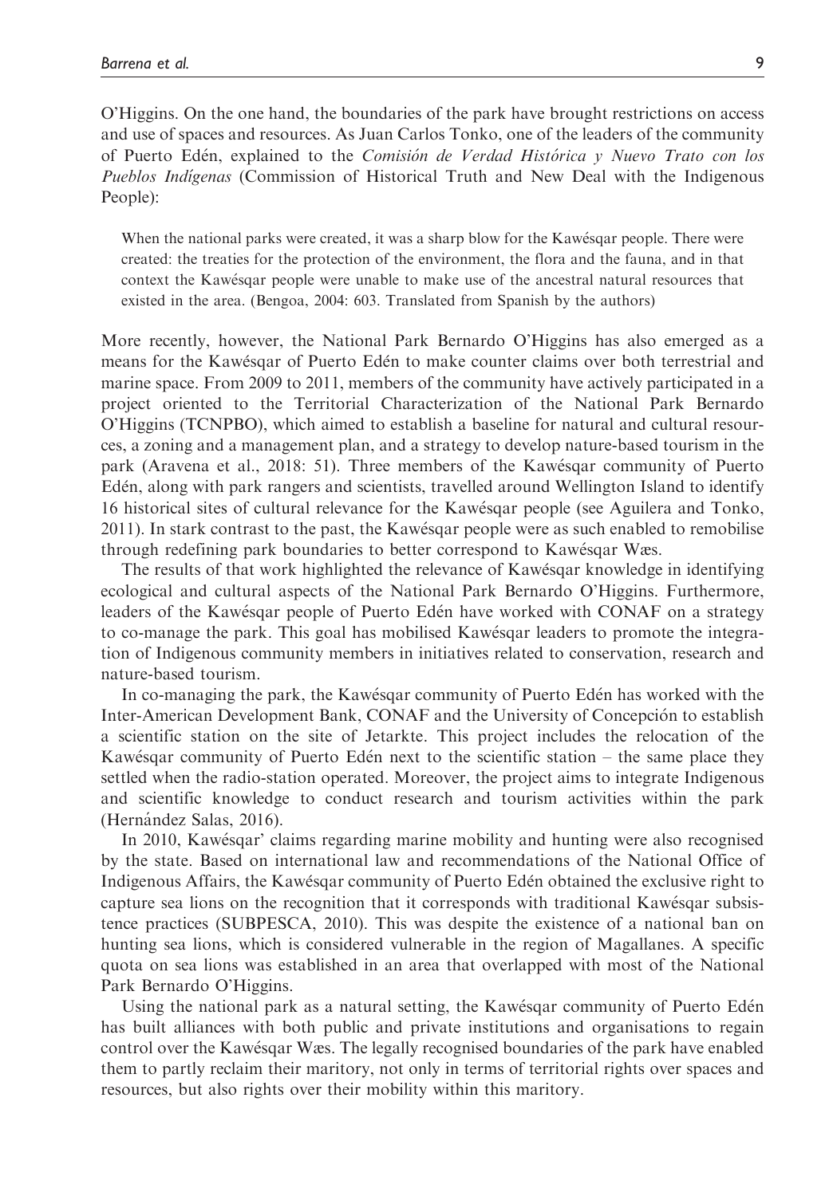O'Higgins. On the one hand, the boundaries of the park have brought restrictions on access and use of spaces and resources. As Juan Carlos Tonko, one of the leaders of the community of Puerto Edén, explained to the *Comisión de Verdad Histórica y Nuevo Trato con los Pueblos Indígenas* (Commission of Historical Truth and New Deal with the Indigenous People):

> When the national parks were created, it was a sharp blow for the Kawésqar people. There were created: the treaties for the protection of the environment, the flora and the fauna, and in that context the Kawésqar people were unable to make use of the ancestral natural resources that existed in the area. (Bengoa, 2004: 603. Translated from Spanish by the authors)

More recently, however, the National Park Bernardo O'Higgins has also emerged as a means for the Kawésqar of Puerto Edén to make counter claims over both terrestrial and marine space. From 2009 to 2011, members of the community have actively participated in a project oriented to the Territorial Characterization of the National Park Bernardo O'Higgins (TCNPBO), which aimed to establish a baseline for natural and cultural resources, a zoning and a management plan, and a strategy to develop nature-based tourism in the park (Aravena et al., 2018: 51). Three members of the Kawésqar community of Puerto Edén, along with park rangers and scientists, travelled around Wellington Island to identify 16 historical sites of cultural relevance for the Kawésqar people (see Aguilera and Tonko, 2011). In stark contrast to the past, the Kawésqar people were as such enabled to remobilise through redefining park boundaries to better correspond to Kawésqar Wæs.

The results of that work highlighted the relevance of Kawésqar knowledge in identifying ecological and cultural aspects of the National Park Bernardo O'Higgins. Furthermore, leaders of the Kawésqar people of Puerto Edén have worked with CONAF on a strategy to co-manage the park. This goal has mobilised Kawésqar leaders to promote the integration of Indigenous community members in initiatives related to conservation, research and nature-based tourism.

In co-managing the park, the Kawésqar community of Puerto Edén has worked with the Inter-American Development Bank, CONAF and the University of Concepción to establish a scientific station on the site of Jetarkte. This project includes the relocation of the Kawésqar community of Puerto Edén next to the scientific station – the same place they settled when the radio-station operated. Moreover, the project aims to integrate Indigenous and scientific knowledge to conduct research and tourism activities within the park (Hernández Salas, 2016).

In 2010, Kawésqar' claims regarding marine mobility and hunting were also recognised by the state. Based on international law and recommendations of the National Office of Indigenous Affairs, the Kawésqar community of Puerto Edén obtained the exclusive right to capture sea lions on the recognition that it corresponds with traditional Kawésqar subsistence practices (SUBPESCA, 2010). This was despite the existence of a national ban on hunting sea lions, which is considered vulnerable in the region of Magallanes. A specific quota on sea lions was established in an area that overlapped with most of the National Park Bernardo O'Higgins.

Using the national park as a natural setting, the Kawésqar community of Puerto Edén has built alliances with both public and private institutions and organisations to regain control over the Kawésqar Wæs. The legally recognised boundaries of the park have enabled them to partly reclaim their maritory, not only in terms of territorial rights over spaces and resources, but also rights over their mobility within this maritory.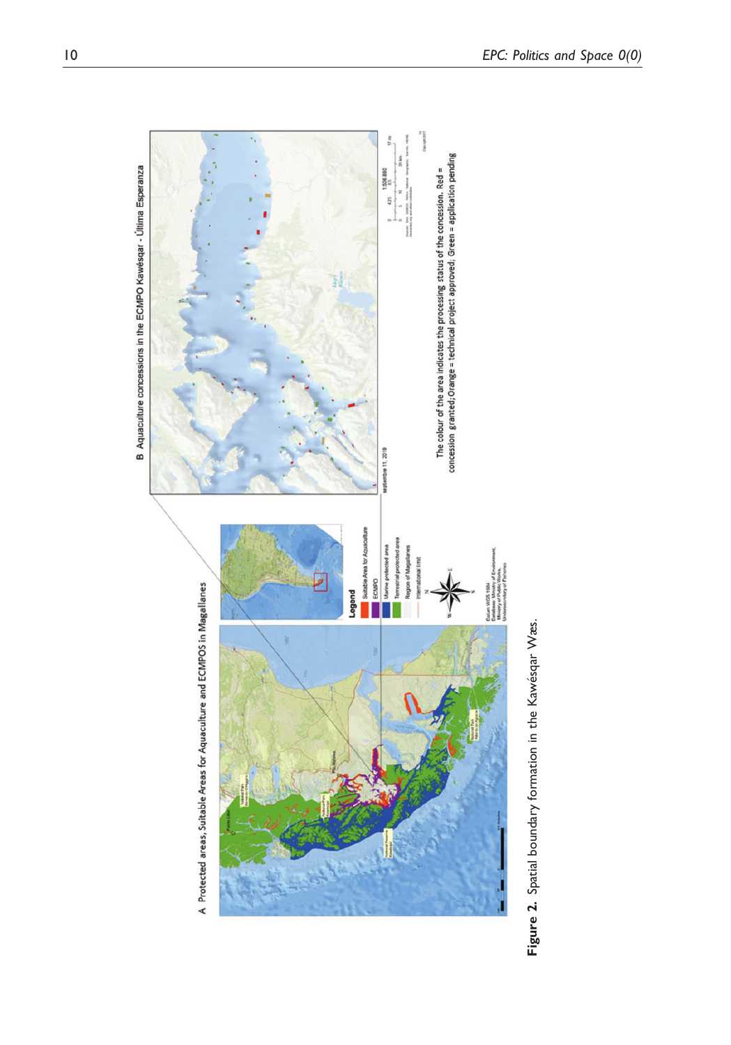**Figure 2.** Spatial boundary formation in the Kawésqar Wæs.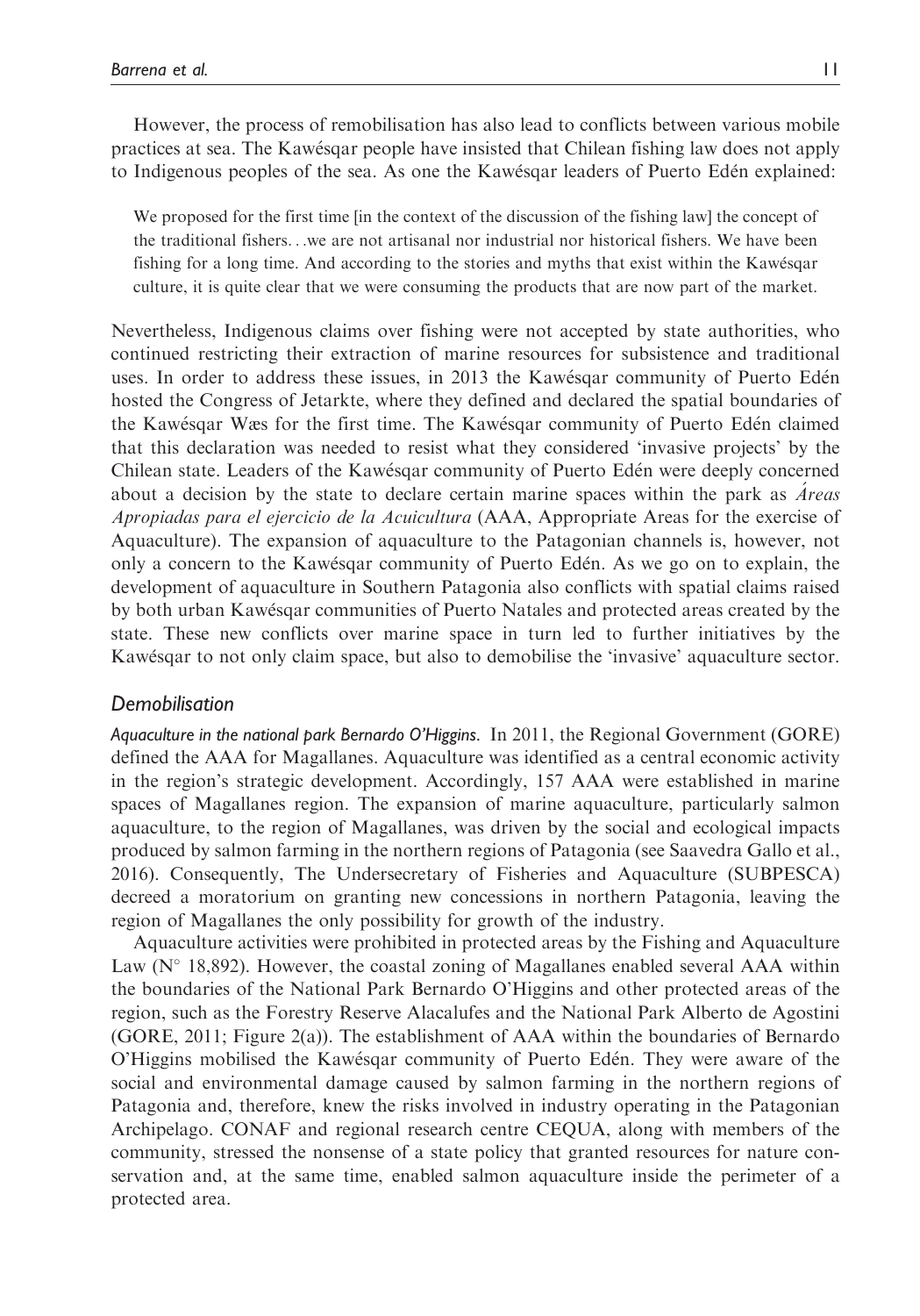However, the process of remobilisation has also lead to conflicts between various mobile practices at sea. The Kawésqar people have insisted that Chilean fishing law does not apply to Indigenous peoples of the sea. As one the Kawésqar leaders of Puerto Edén explained:

> We proposed for the first time [in the context of the discussion of the fishing law] the concept of the traditional fishers…we are not artisanal nor industrial nor historical fishers. We have been fishing for a long time. And according to the stories and myths that exist within the Kawésqar culture, it is quite clear that we were consuming the products that are now part of the market.

Nevertheless, Indigenous claims over fishing were not accepted by state authorities, who continued restricting their extraction of marine resources for subsistence and traditional uses. In order to address these issues, in 2013 the Kawésqar community of Puerto Edén hosted the Congress of Jetarkte, where they defined and declared the spatial boundaries of the Kawésqar Wæs for the first time. The Kawésqar community of Puerto Edén claimed that this declaration was needed to resist what they considered 'invasive projects' by the Chilean state. Leaders of the Kawésqar community of Puerto Edén were deeply concerned about a decision by the state to declare certain marine spaces within the park as *Áreas Apropiadas para el ejercicio de la Acuicultura* (AAA, Appropriate Areas for the exercise of Aquaculture). The expansion of aquaculture to the Patagonian channels is, however, not only a concern to the Kawésqar community of Puerto Edén. As we go on to explain, the development of aquaculture in Southern Patagonia also conflicts with spatial claims raised by both urban Kawésqar communities of Puerto Natales and protected areas created by the state. These new conflicts over marine space in turn led to further initiatives by the Kawésqar to not only claim space, but also to demobilise the 'invasive' aquaculture sector.

## Demobilisation

*Aquaculture in the national park Bernardo O'Higgins.* In 2011, the Regional Government (GORE) defined the AAA for Magallanes. Aquaculture was identified as a central economic activity in the region's strategic development. Accordingly, 157 AAA were established in marine spaces of Magallanes region. The expansion of marine aquaculture, particularly salmon aquaculture, to the region of Magallanes, was driven by the social and ecological impacts produced by salmon farming in the northern regions of Patagonia (see Saavedra Gallo et al., 2016). Consequently, The Undersecretary of Fisheries and Aquaculture (SUBPESCA) decreed a moratorium on granting new concessions in northern Patagonia, leaving the region of Magallanes the only possibility for growth of the industry.

Aquaculture activities were prohibited in protected areas by the Fishing and Aquaculture Law (N° 18,892). However, the coastal zoning of Magallanes enabled several AAA within the boundaries of the National Park Bernardo O'Higgins and other protected areas of the region, such as the Forestry Reserve Alacalufes and the National Park Alberto de Agostini (GORE, 2011; Figure 2(a)). The establishment of AAA within the boundaries of Bernardo O'Higgins mobilised the Kawésqar community of Puerto Edén. They were aware of the social and environmental damage caused by salmon farming in the northern regions of Patagonia and, therefore, knew the risks involved in industry operating in the Patagonian Archipelago. CONAF and regional research centre CEQUA, along with members of the community, stressed the nonsense of a state policy that granted resources for nature conservation and, at the same time, enabled salmon aquaculture inside the perimeter of a protected area.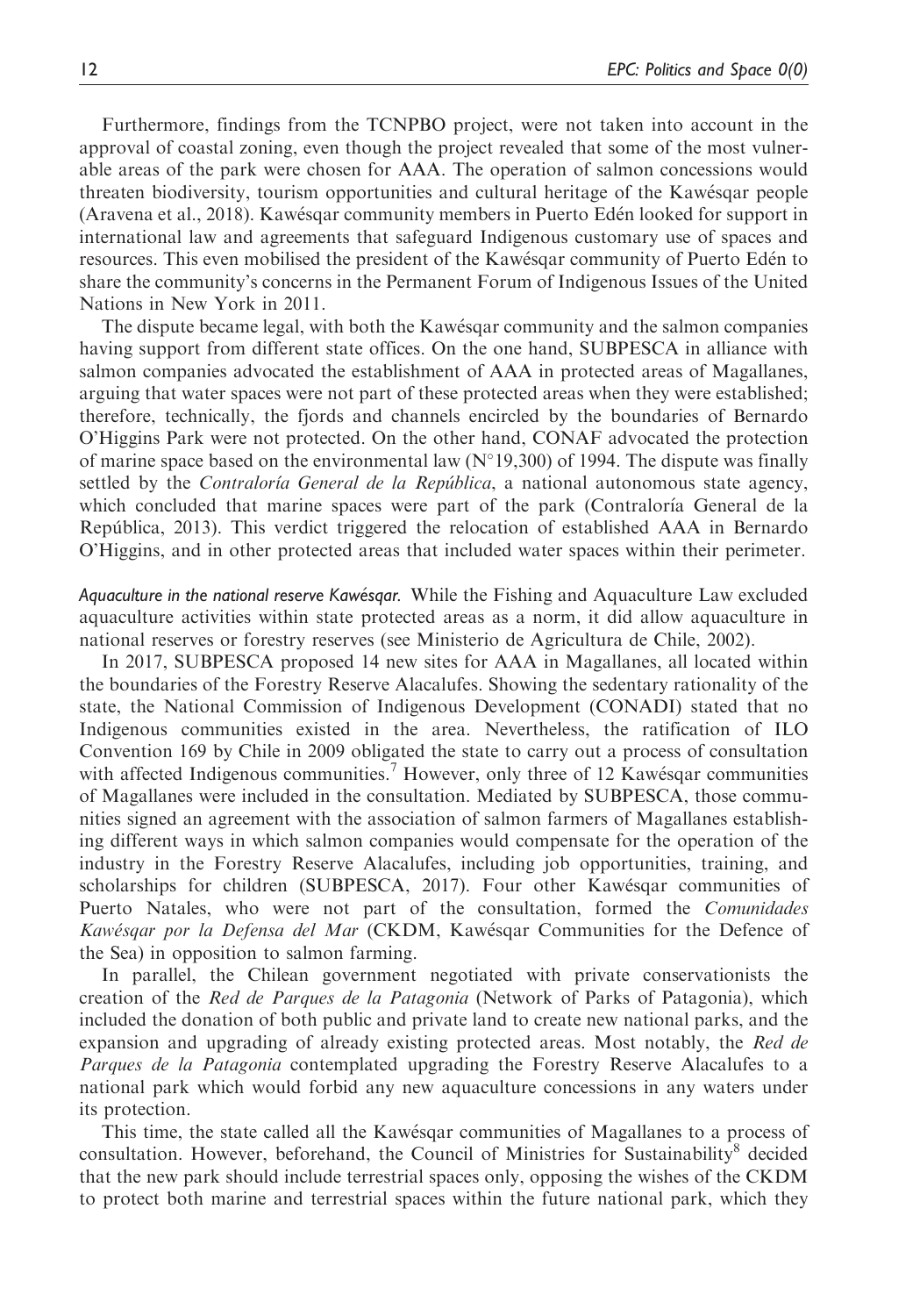Furthermore, findings from the TCNPBO project, were not taken into account in the approval of coastal zoning, even though the project revealed that some of the most vulnerable areas of the park were chosen for AAA. The operation of salmon concessions would threaten biodiversity, tourism opportunities and cultural heritage of the Kawésqar people (Aravena et al., 2018). Kawésqar community members in Puerto Edén looked for support in international law and agreements that safeguard Indigenous customary use of spaces and resources. This even mobilised the president of the Kawésqar community of Puerto Edén to share the community's concerns in the Permanent Forum of Indigenous Issues of the United Nations in New York in 2011.

The dispute became legal, with both the Kawésqar community and the salmon companies having support from different state offices. On the one hand, SUBPESCA in alliance with salmon companies advocated the establishment of AAA in protected areas of Magallanes, arguing that water spaces were not part of these protected areas when they were established; therefore, technically, the fjords and channels encircled by the boundaries of Bernardo O'Higgins Park were not protected. On the other hand, CONAF advocated the protection of marine space based on the environmental law (N°19,300) of 1994. The dispute was finally settled by the *Contraloría General de la República*, a national autonomous state agency, which concluded that marine spaces were part of the park (Contraloría General de la República, 2013). This verdict triggered the relocation of established AAA in Bernardo O'Higgins, and in other protected areas that included water spaces within their perimeter.

*Aquaculture in the national reserve Kawésqar.* While the Fishing and Aquaculture Law excluded aquaculture activities within state protected areas as a norm, it did allow aquaculture in national reserves or forestry reserves (see Ministerio de Agricultura de Chile, 2002).

In 2017, SUBPESCA proposed 14 new sites for AAA in Magallanes, all located within the boundaries of the Forestry Reserve Alacalufes. Showing the sedentary rationality of the state, the National Commission of Indigenous Development (CONADI) stated that no Indigenous communities existed in the area. Nevertheless, the ratification of ILO Convention 169 by Chile in 2009 obligated the state to carry out a process of consultation with affected Indigenous communities.[7] However, only three of 12 Kawésqar communities of Magallanes were included in the consultation. Mediated by SUBPESCA, those communities signed an agreement with the association of salmon farmers of Magallanes establishing different ways in which salmon companies would compensate for the operation of the industry in the Forestry Reserve Alacalufes, including job opportunities, training, and scholarships for children (SUBPESCA, 2017). Four other Kawésqar communities of Puerto Natales, who were not part of the consultation, formed the *Comunidades Kawésqar por la Defensa del Mar* (CKDM, Kawésqar Communities for the Defence of the Sea) in opposition to salmon farming.

In parallel, the Chilean government negotiated with private conservationists the creation of the *Red de Parques de la Patagonia* (Network of Parks of Patagonia), which included the donation of both public and private land to create new national parks, and the expansion and upgrading of already existing protected areas. Most notably, the *Red de Parques de la Patagonia* contemplated upgrading the Forestry Reserve Alacalufes to a national park which would forbid any new aquaculture concessions in any waters under its protection.

This time, the state called all the Kawésqar communities of Magallanes to a process of consultation. However, beforehand, the Council of Ministries for Sustainability[8] decided that the new park should include terrestrial spaces only, opposing the wishes of the CKDM to protect both marine and terrestrial spaces within the future national park, which they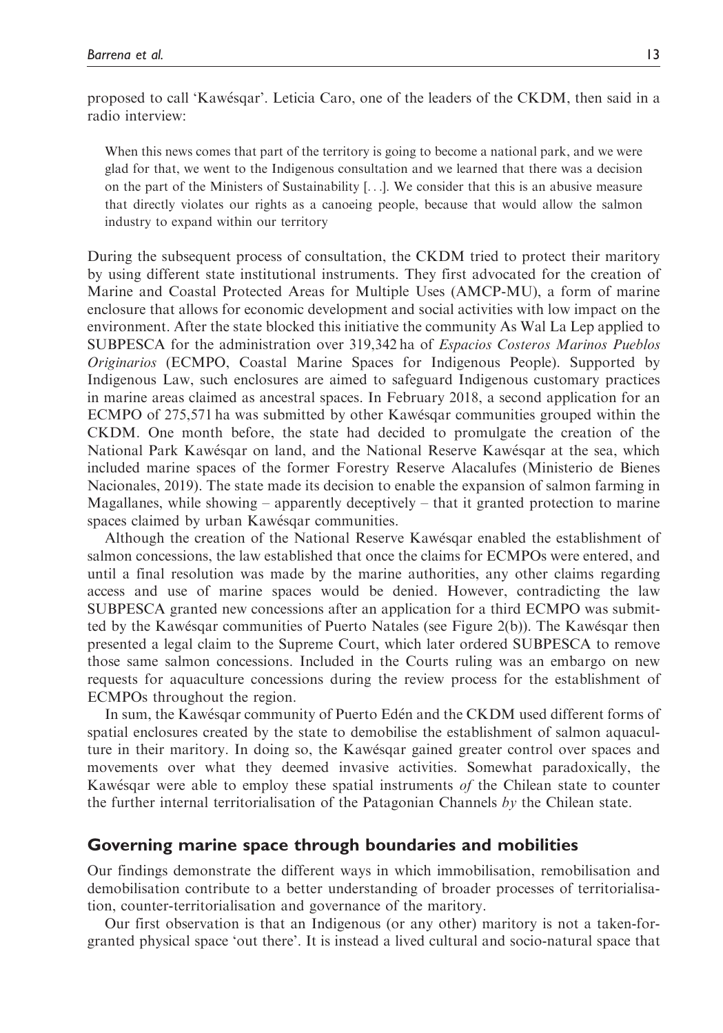proposed to call 'Kawésqar'. Leticia Caro, one of the leaders of the CKDM, then said in a radio interview:

> When this news comes that part of the territory is going to become a national park, and we were glad for that, we went to the Indigenous consultation and we learned that there was a decision on the part of the Ministers of Sustainability [...]. We consider that this is an abusive measure that directly violates our rights as a canoeing people, because that would allow the salmon industry to expand within our territory

During the subsequent process of consultation, the CKDM tried to protect their maritory by using different state institutional instruments. They first advocated for the creation of Marine and Coastal Protected Areas for Multiple Uses (AMCP-MU), a form of marine enclosure that allows for economic development and social activities with low impact on the environment. After the state blocked this initiative the community As Wal La Lep applied to SUBPESCA for the administration over 319,342 ha of *Espacios Costeros Marinos Pueblos Originarios* (ECMPO, Coastal Marine Spaces for Indigenous People). Supported by Indigenous Law, such enclosures are aimed to safeguard Indigenous customary practices in marine areas claimed as ancestral spaces. In February 2018, a second application for an ECMPO of 275,571 ha was submitted by other Kawésqar communities grouped within the CKDM. One month before, the state had decided to promulgate the creation of the National Park Kawésqar on land, and the National Reserve Kawésqar at the sea, which included marine spaces of the former Forestry Reserve Alacalufes (Ministerio de Bienes Nacionales, 2019). The state made its decision to enable the expansion of salmon farming in Magallanes, while showing – apparently deceptively – that it granted protection to marine spaces claimed by urban Kawésqar communities.

Although the creation of the National Reserve Kawésqar enabled the establishment of salmon concessions, the law established that once the claims for ECMPOs were entered, and until a final resolution was made by the marine authorities, any other claims regarding access and use of marine spaces would be denied. However, contradicting the law SUBPESCA granted new concessions after an application for a third ECMPO was submitted by the Kawésqar communities of Puerto Natales (see Figure 2(b)). The Kawésqar then presented a legal claim to the Supreme Court, which later ordered SUBPESCA to remove those same salmon concessions. Included in the Courts ruling was an embargo on new requests for aquaculture concessions during the review process for the establishment of ECMPOs throughout the region.

In sum, the Kawésqar community of Puerto Edén and the CKDM used different forms of spatial enclosures created by the state to demobilise the establishment of salmon aquaculture in their maritory. In doing so, the Kawésqar gained greater control over spaces and movements over what they deemed invasive activities. Somewhat paradoxically, the Kawésqar were able to employ these spatial instruments *of* the Chilean state to counter the further internal territorialisation of the Patagonian Channels *by* the Chilean state.

## Governing marine space through boundaries and mobilities

Our findings demonstrate the different ways in which immobilisation, remobilisation and demobilisation contribute to a better understanding of broader processes of territorialisation, counter-territorialisation and governance of the maritory.

Our first observation is that an Indigenous (or any other) maritory is not a taken-for-granted physical space 'out there'. It is instead a lived cultural and socio-natural space that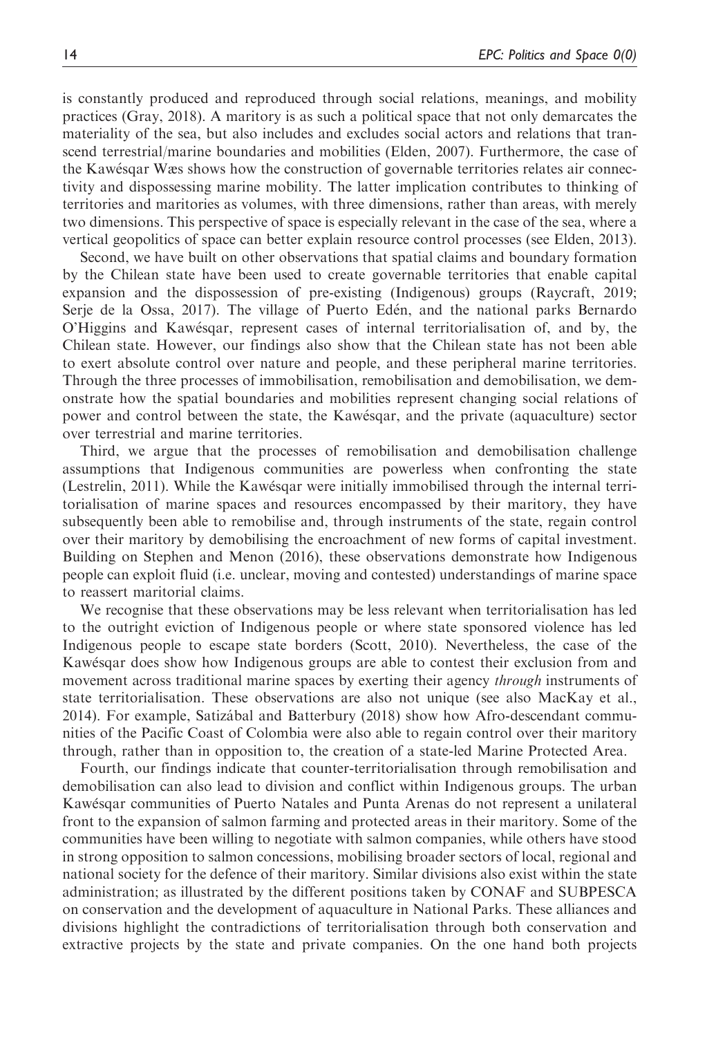is constantly produced and reproduced through social relations, meanings, and mobility practices (Gray, 2018). A maritory is as such a political space that not only demarcates the materiality of the sea, but also includes and excludes social actors and relations that transcend terrestrial/marine boundaries and mobilities (Elden, 2007). Furthermore, the case of the Kawésqar Wæs shows how the construction of governable territories relates air connectivity and dispossessing marine mobility. The latter implication contributes to thinking of territories and maritories as volumes, with three dimensions, rather than areas, with merely two dimensions. This perspective of space is especially relevant in the case of the sea, where a vertical geopolitics of space can better explain resource control processes (see Elden, 2013).

Second, we have built on other observations that spatial claims and boundary formation by the Chilean state have been used to create governable territories that enable capital expansion and the dispossession of pre-existing (Indigenous) groups (Raycraft, 2019; Serje de la Ossa, 2017). The village of Puerto Edén, and the national parks Bernardo O'Higgins and Kawésqar, represent cases of internal territorialisation of, and by, the Chilean state. However, our findings also show that the Chilean state has not been able to exert absolute control over nature and people, and these peripheral marine territories. Through the three processes of immobilisation, remobilisation and demobilisation, we demonstrate how the spatial boundaries and mobilities represent changing social relations of power and control between the state, the Kawésqar, and the private (aquaculture) sector over terrestrial and marine territories.

Third, we argue that the processes of remobilisation and demobilisation challenge assumptions that Indigenous communities are powerless when confronting the state (Lestrelin, 2011). While the Kawésqar were initially immobilised through the internal territorialisation of marine spaces and resources encompassed by their maritory, they have subsequently been able to remobilise and, through instruments of the state, regain control over their maritory by demobilising the encroachment of new forms of capital investment. Building on Stephen and Menon (2016), these observations demonstrate how Indigenous people can exploit fluid (i.e. unclear, moving and contested) understandings of marine space to reassert maritorial claims.

We recognise that these observations may be less relevant when territorialisation has led to the outright eviction of Indigenous people or where state sponsored violence has led Indigenous people to escape state borders (Scott, 2010). Nevertheless, the case of the Kawésqar does show how Indigenous groups are able to contest their exclusion from and movement across traditional marine spaces by exerting their agency *through* instruments of state territorialisation. These observations are also not unique (see also MacKay et al., 2014). For example, Satizábal and Batterbury (2018) show how Afro-descendant communities of the Pacific Coast of Colombia were also able to regain control over their maritory through, rather than in opposition to, the creation of a state-led Marine Protected Area.

Fourth, our findings indicate that counter-territorialisation through remobilisation and demobilisation can also lead to division and conflict within Indigenous groups. The urban Kawésqar communities of Puerto Natales and Punta Arenas do not represent a unilateral front to the expansion of salmon farming and protected areas in their maritory. Some of the communities have been willing to negotiate with salmon companies, while others have stood in strong opposition to salmon concessions, mobilising broader sectors of local, regional and national society for the defence of their maritory. Similar divisions also exist within the state administration; as illustrated by the different positions taken by CONAF and SUBPESCA on conservation and the development of aquaculture in National Parks. These alliances and divisions highlight the contradictions of territorialisation through both conservation and extractive projects by the state and private companies. On the one hand both projects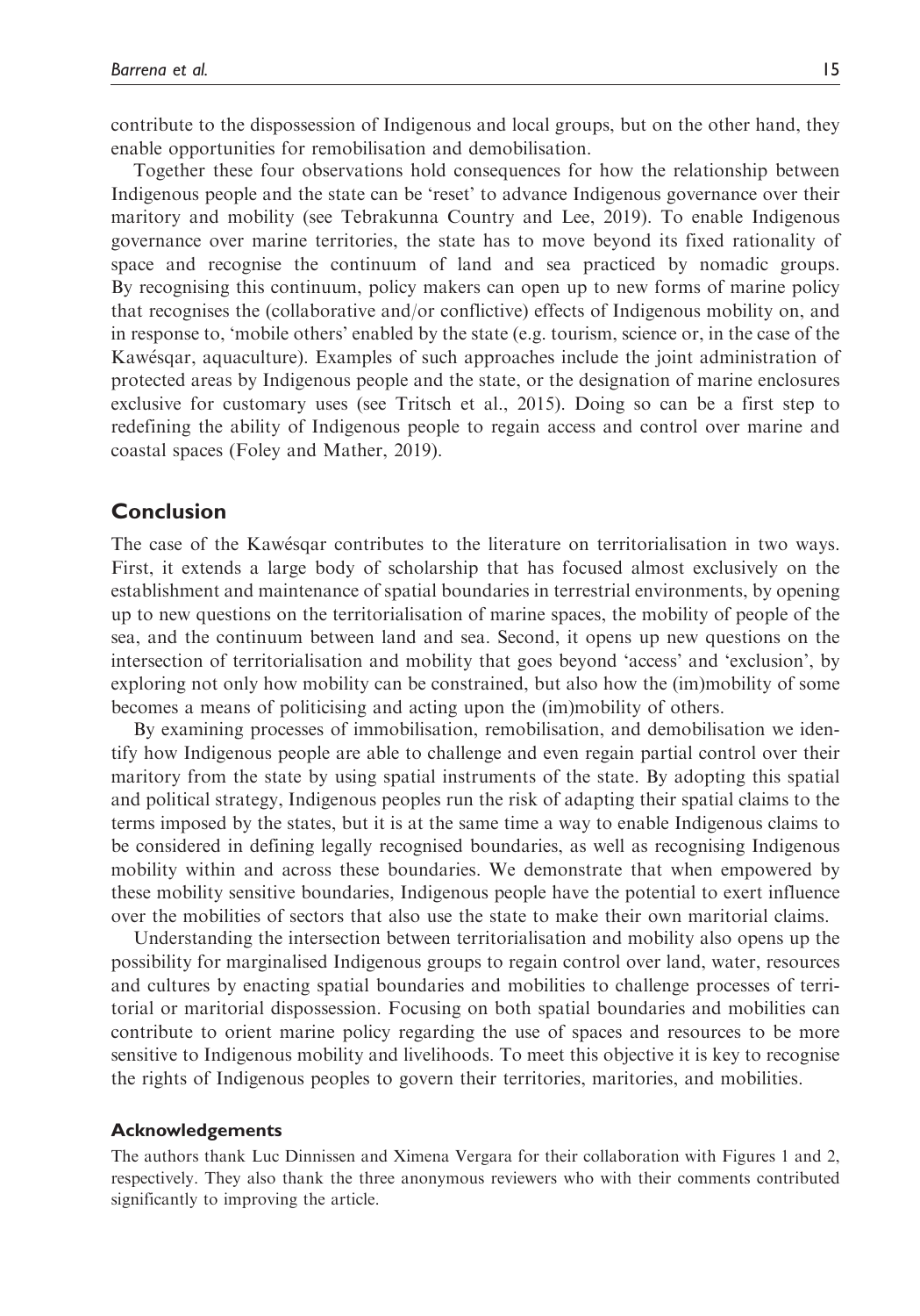contribute to the dispossession of Indigenous and local groups, but on the other hand, they enable opportunities for remobilisation and demobilisation.

Together these four observations hold consequences for how the relationship between Indigenous people and the state can be 'reset' to advance Indigenous governance over their maritory and mobility (see Tebrakunna Country and Lee, 2019). To enable Indigenous governance over marine territories, the state has to move beyond its fixed rationality of space and recognise the continuum of land and sea practiced by nomadic groups. By recognising this continuum, policy makers can open up to new forms of marine policy that recognises the (collaborative and/or conflictive) effects of Indigenous mobility on, and in response to, 'mobile others' enabled by the state (e.g. tourism, science or, in the case of the Kawésqar, aquaculture). Examples of such approaches include the joint administration of protected areas by Indigenous people and the state, or the designation of marine enclosures exclusive for customary uses (see Tritsch et al., 2015). Doing so can be a first step to redefining the ability of Indigenous people to regain access and control over marine and coastal spaces (Foley and Mather, 2019).

## Conclusion

The case of the Kawésqar contributes to the literature on territorialisation in two ways. First, it extends a large body of scholarship that has focused almost exclusively on the establishment and maintenance of spatial boundaries in terrestrial environments, by opening up to new questions on the territorialisation of marine spaces, the mobility of people of the sea, and the continuum between land and sea. Second, it opens up new questions on the intersection of territorialisation and mobility that goes beyond 'access' and 'exclusion', by exploring not only how mobility can be constrained, but also how the (im)mobility of some becomes a means of politicising and acting upon the (im)mobility of others.

By examining processes of immobilisation, remobilisation, and demobilisation we identify how Indigenous people are able to challenge and even regain partial control over their maritory from the state by using spatial instruments of the state. By adopting this spatial and political strategy, Indigenous peoples run the risk of adapting their spatial claims to the terms imposed by the states, but it is at the same time a way to enable Indigenous claims to be considered in defining legally recognised boundaries, as well as recognising Indigenous mobility within and across these boundaries. We demonstrate that when empowered by these mobility sensitive boundaries, Indigenous people have the potential to exert influence over the mobilities of sectors that also use the state to make their own maritorial claims.

Understanding the intersection between territorialisation and mobility also opens up the possibility for marginalised Indigenous groups to regain control over land, water, resources and cultures by enacting spatial boundaries and mobilities to challenge processes of territorial or maritorial dispossession. Focusing on both spatial boundaries and mobilities can contribute to orient marine policy regarding the use of spaces and resources to be more sensitive to Indigenous mobility and livelihoods. To meet this objective it is key to recognise the rights of Indigenous peoples to govern their territories, maritories, and mobilities.

### Acknowledgements

The authors thank Luc Dinnissen and Ximena Vergara for their collaboration with Figures 1 and 2, respectively. They also thank the three anonymous reviewers who with their comments contributed significantly to improving the article.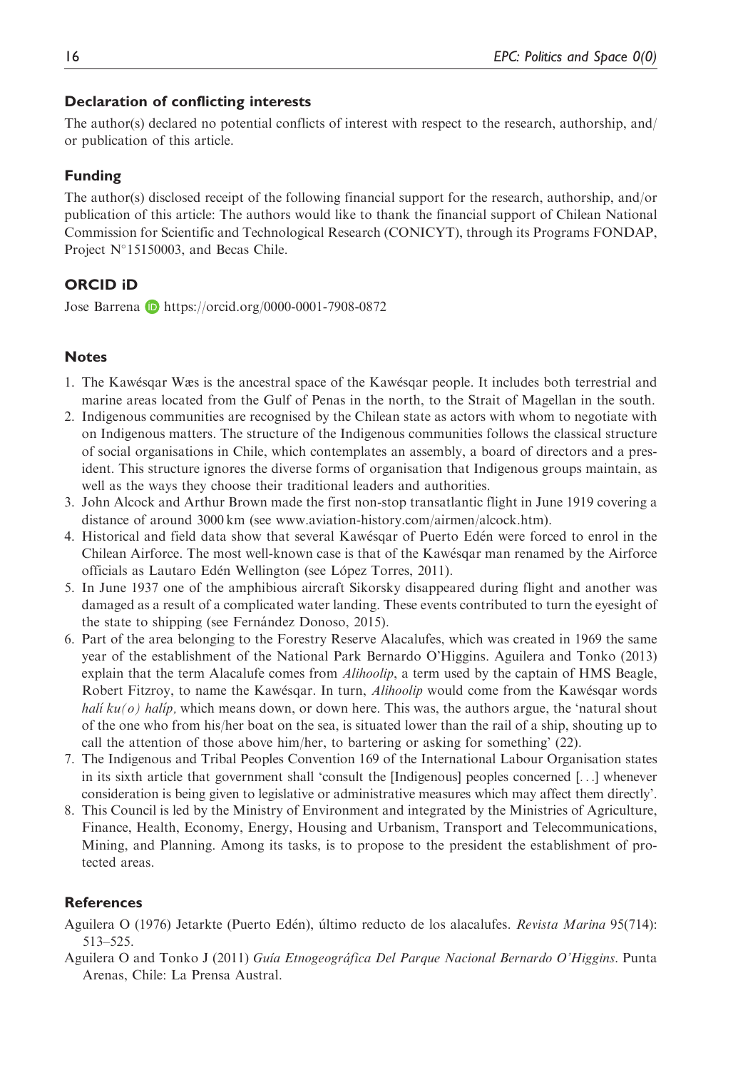## Declaration of conflicting interests

The author(s) declared no potential conflicts of interest with respect to the research, authorship, and/or publication of this article.

## Funding

The author(s) disclosed receipt of the following financial support for the research, authorship, and/or publication of this article: The authors would like to thank the financial support of Chilean National Commission for Scientific and Technological Research (CONICYT), through its Programs FONDAP, Project N°15150003, and Becas Chile.

## ORCID iD

Jose Barrena https://orcid.org/0000-0001-7908-0872

## Notes

1. The Kawésqar Wæs is the ancestral space of the Kawésqar people. It includes both terrestrial and marine areas located from the Gulf of Penas in the north, to the Strait of Magellan in the south.
2. Indigenous communities are recognised by the Chilean state as actors with whom to negotiate with on Indigenous matters. The structure of the Indigenous communities follows the classical structure of social organisations in Chile, which contemplates an assembly, a board of directors and a president. This structure ignores the diverse forms of organisation that Indigenous groups maintain, as well as the ways they choose their traditional leaders and authorities.
3. John Alcock and Arthur Brown made the first non-stop transatlantic flight in June 1919 covering a distance of around 3000 km (see www.aviation-history.com/airmen/alcock.htm).
4. Historical and field data show that several Kawésqar of Puerto Edén were forced to enrol in the Chilean Airforce. The most well-known case is that of the Kawésqar man renamed by the Airforce officials as Lautaro Edén Wellington (see López Torres, 2011).
5. In June 1937 one of the amphibious aircraft Sikorsky disappeared during flight and another was damaged as a result of a complicated water landing. These events contributed to turn the eyesight of the state to shipping (see Fernández Donoso, 2015).
6. Part of the area belonging to the Forestry Reserve Alacalufes, which was created in 1969 the same year of the establishment of the National Park Bernardo O'Higgins. Aguilera and Tonko (2013) explain that the term Alacalufe comes from *Alihoolip*, a term used by the captain of HMS Beagle, Robert Fitzroy, to name the Kawésqar. In turn, *Alihoolip* would come from the Kawésqar words *halí ku(o) halíp*, which means down, or down here. This was, the authors argue, the 'natural shout of the one who from his/her boat on the sea, is situated lower than the rail of a ship, shouting up to call the attention of those above him/her, to bartering or asking for something' (22).
7. The Indigenous and Tribal Peoples Convention 169 of the International Labour Organisation states in its sixth article that government shall 'consult the [Indigenous] peoples concerned [...] whenever consideration is being given to legislative or administrative measures which may affect them directly'.
8. This Council is led by the Ministry of Environment and integrated by the Ministries of Agriculture, Finance, Health, Economy, Energy, Housing and Urbanism, Transport and Telecommunications, Mining, and Planning. Among its tasks, is to propose to the president the establishment of protected areas.

## References

Aguilera O (1976) Jetarkte (Puerto Edén), último reducto de los alacalufes. *Revista Marina* 95(714): 513–525.

Aguilera O and Tonko J (2011) *Guía Etnogeográfica Del Parque Nacional Bernardo O'Higgins*. Punta Arenas, Chile: La Prensa Austral.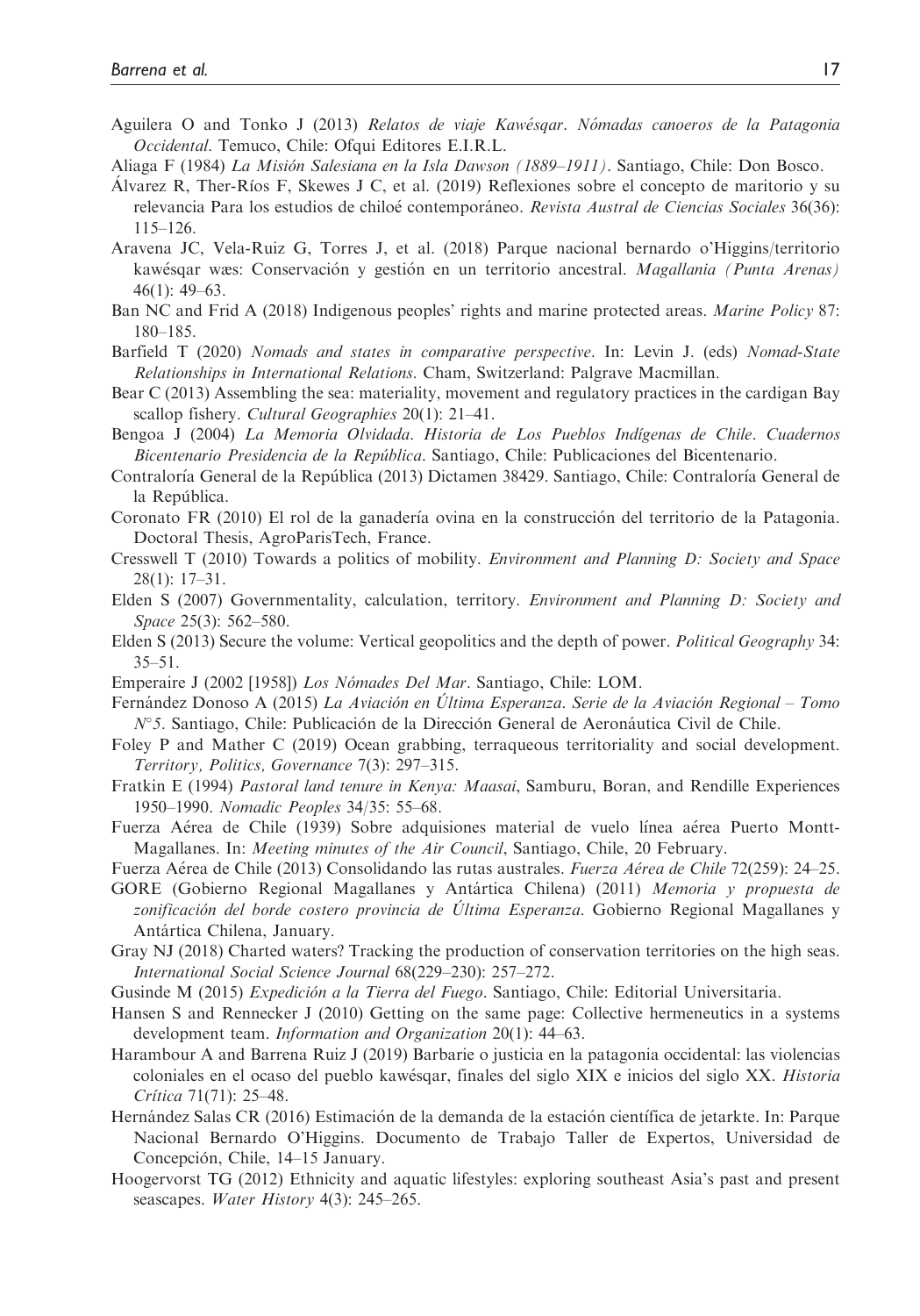Aguilera O and Tonko J (2013) *Relatos de viaje Kawésqar. Nómadas canoeros de la Patagonia Occidental*. Temuco, Chile: Ofqui Editores E.I.R.L.

Aliaga F (1984) *La Misión Salesiana en la Isla Dawson (1889–1911)*. Santiago, Chile: Don Bosco.

Álvarez R, Ther-Ríos F, Skewes J C, et al. (2019) Reflexiones sobre el concepto de maritorio y su relevancia Para los estudios de chiloé contemporáneo. *Revista Austral de Ciencias Sociales* 36(36): 115–126.

Aravena JC, Vela-Ruiz G, Torres J, et al. (2018) Parque nacional bernardo o'Higgins/territorio kawésqar wæs: Conservación y gestión en un territorio ancestral. *Magallania (Punta Arenas)* 46(1): 49–63.

Ban NC and Frid A (2018) Indigenous peoples' rights and marine protected areas. *Marine Policy* 87: 180–185.

Barfield T (2020) *Nomads and states in comparative perspective*. In: Levin J. (eds) *Nomad-State Relationships in International Relations*. Cham, Switzerland: Palgrave Macmillan.

Bear C (2013) Assembling the sea: materiality, movement and regulatory practices in the cardigan Bay scallop fishery. *Cultural Geographies* 20(1): 21–41.

Bengoa J (2004) *La Memoria Olvidada. Historia de Los Pueblos Indígenas de Chile. Cuadernos Bicentenario Presidencia de la República*. Santiago, Chile: Publicaciones del Bicentenario.

Contraloría General de la República (2013) Dictamen 38429. Santiago, Chile: Contraloría General de la República.

Coronato FR (2010) El rol de la ganadería ovina en la construcción del territorio de la Patagonia. Doctoral Thesis, AgroParisTech, France.

Cresswell T (2010) Towards a politics of mobility. *Environment and Planning D: Society and Space* 28(1): 17–31.

Elden S (2007) Governmentality, calculation, territory. *Environment and Planning D: Society and Space* 25(3): 562–580.

Elden S (2013) Secure the volume: Vertical geopolitics and the depth of power. *Political Geography* 34: 35–51.

Emperaire J (2002 [1958]) *Los Nómades Del Mar*. Santiago, Chile: LOM.

Fernández Donoso A (2015) *La Aviación en Última Esperanza. Serie de la Aviación Regional – Tomo N°5*. Santiago, Chile: Publicación de la Dirección General de Aeronáutica Civil de Chile.

Foley P and Mather C (2019) Ocean grabbing, terraqueous territoriality and social development. *Territory, Politics, Governance* 7(3): 297–315.

Fratkin E (1994) *Pastoral land tenure in Kenya: Maasai*, Samburu, Boran, and Rendille Experiences 1950–1990. *Nomadic Peoples* 34/35: 55–68.

Fuerza Aérea de Chile (1939) Sobre adquisiones material de vuelo línea aérea Puerto Montt-Magallanes. In: *Meeting minutes of the Air Council*, Santiago, Chile, 20 February.

Fuerza Aérea de Chile (2013) Consolidando las rutas australes. *Fuerza Aérea de Chile* 72(259): 24–25.

GORE (Gobierno Regional Magallanes y Antártica Chilena) (2011) *Memoria y propuesta de zonificación del borde costero provincia de Última Esperanza*. Gobierno Regional Magallanes y Antártica Chilena, January.

Gray NJ (2018) Charted waters? Tracking the production of conservation territories on the high seas. *International Social Science Journal* 68(229–230): 257–272.

Gusinde M (2015) *Expedición a la Tierra del Fuego*. Santiago, Chile: Editorial Universitaria.

Hansen S and Rennecker J (2010) Getting on the same page: Collective hermeneutics in a systems development team. *Information and Organization* 20(1): 44–63.

Harambour A and Barrena Ruiz J (2019) Barbarie o justicia en la patagonia occidental: las violencias coloniales en el ocaso del pueblo kawésqar, finales del siglo XIX e inicios del siglo XX. *Historia Crítica* 71(71): 25–48.

Hernández Salas CR (2016) Estimación de la demanda de la estación científica de jetarkte. In: Parque Nacional Bernardo O'Higgins. Documento de Trabajo Taller de Expertos, Universidad de Concepción, Chile, 14–15 January.

Hoogervorst TG (2012) Ethnicity and aquatic lifestyles: exploring southeast Asia's past and present seascapes. *Water History* 4(3): 245–265.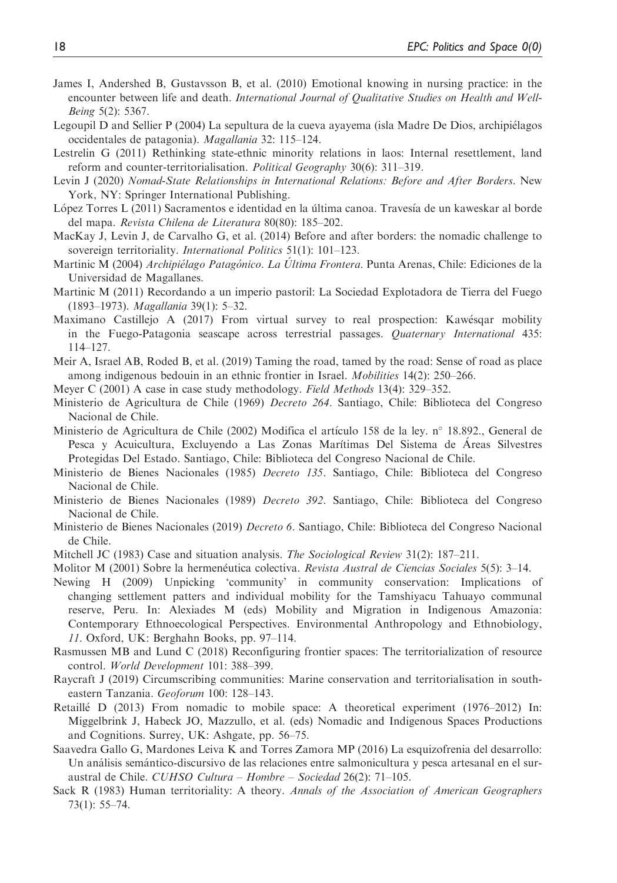James I, Andershed B, Gustavsson B, et al. (2010) Emotional knowing in nursing practice: in the encounter between life and death. *International Journal of Qualitative Studies on Health and Well-Being* 5(2): 5367.

Legoupil D and Sellier P (2004) La sepultura de la cueva ayayema (isla Madre De Dios, archipiélagos occidentales de patagonia). *Magallania* 32: 115–124.

Lestrelin G (2011) Rethinking state-ethnic minority relations in laos: Internal resettlement, land reform and counter-territorialisation. *Political Geography* 30(6): 311–319.

Levin J (2020) *Nomad-State Relationships in International Relations: Before and After Borders*. New York, NY: Springer International Publishing.

López Torres L (2011) Sacramentos e identidad en la última canoa. Travesía de un kaweskar al borde del mapa. *Revista Chilena de Literatura* 80(80): 185–202.

MacKay J, Levin J, de Carvalho G, et al. (2014) Before and after borders: the nomadic challenge to sovereign territoriality. *International Politics* 51(1): 101–123.

Martinic M (2004) *Archipiélago Patagónico. La Última Frontera*. Punta Arenas, Chile: Ediciones de la Universidad de Magallanes.

Martinic M (2011) Recordando a un imperio pastoril: La Sociedad Explotadora de Tierra del Fuego (1893–1973). *Magallania* 39(1): 5–32.

Maximano Castillejo A (2017) From virtual survey to real prospection: Kawésqar mobility in the Fuego-Patagonia seascape across terrestrial passages. *Quaternary International* 435: 114–127.

Meir A, Israel AB, Roded B, et al. (2019) Taming the road, tamed by the road: Sense of road as place among indigenous bedouin in an ethnic frontier in Israel. *Mobilities* 14(2): 250–266.

Meyer C (2001) A case in case study methodology. *Field Methods* 13(4): 329–352.

Ministerio de Agricultura de Chile (1969) *Decreto 264*. Santiago, Chile: Biblioteca del Congreso Nacional de Chile.

Ministerio de Agricultura de Chile (2002) Modifica el artículo 158 de la ley. n° 18.892., General de Pesca y Acuicultura, Excluyendo a Las Zonas Marítimas Del Sistema de Áreas Silvestres Protegidas Del Estado. Santiago, Chile: Biblioteca del Congreso Nacional de Chile.

Ministerio de Bienes Nacionales (1985) *Decreto 135*. Santiago, Chile: Biblioteca del Congreso Nacional de Chile.

Ministerio de Bienes Nacionales (1989) *Decreto 392*. Santiago, Chile: Biblioteca del Congreso Nacional de Chile.

Ministerio de Bienes Nacionales (2019) *Decreto 6*. Santiago, Chile: Biblioteca del Congreso Nacional de Chile.

Mitchell JC (1983) Case and situation analysis. *The Sociological Review* 31(2): 187–211.

Molitor M (2001) Sobre la hermenéutica colectiva. *Revista Austral de Ciencias Sociales* 5(5): 3–14.

Newing H (2009) Unpicking 'community' in community conservation: Implications of changing settlement patters and individual mobility for the Tamshiyacu Tahuayo communal reserve, Peru. In: Alexiades M (eds) Mobility and Migration in Indigenous Amazonia: Contemporary Ethnoecological Perspectives. Environmental Anthropology and Ethnobiology, *11*. Oxford, UK: Berghahn Books, pp. 97–114.

Rasmussen MB and Lund C (2018) Reconfiguring frontier spaces: The territorialization of resource control. *World Development* 101: 388–399.

Raycraft J (2019) Circumscribing communities: Marine conservation and territorialisation in south-eastern Tanzania. *Geoforum* 100: 128–143.

Retaillé D (2013) From nomadic to mobile space: A theoretical experiment (1976–2012) In: Miggelbrink J, Habeck JO, Mazzullo, et al. (eds) Nomadic and Indigenous Spaces Productions and Cognitions. Surrey, UK: Ashgate, pp. 56–75.

Saavedra Gallo G, Mardones Leiva K and Torres Zamora MP (2016) La esquizofrenia del desarrollo: Un análisis semántico-discursivo de las relaciones entre salmonicultura y pesca artesanal en el sur-austral de Chile. *CUHSO Cultura – Hombre – Sociedad* 26(2): 71–105.

Sack R (1983) Human territoriality: A theory. *Annals of the Association of American Geographers* 73(1): 55–74.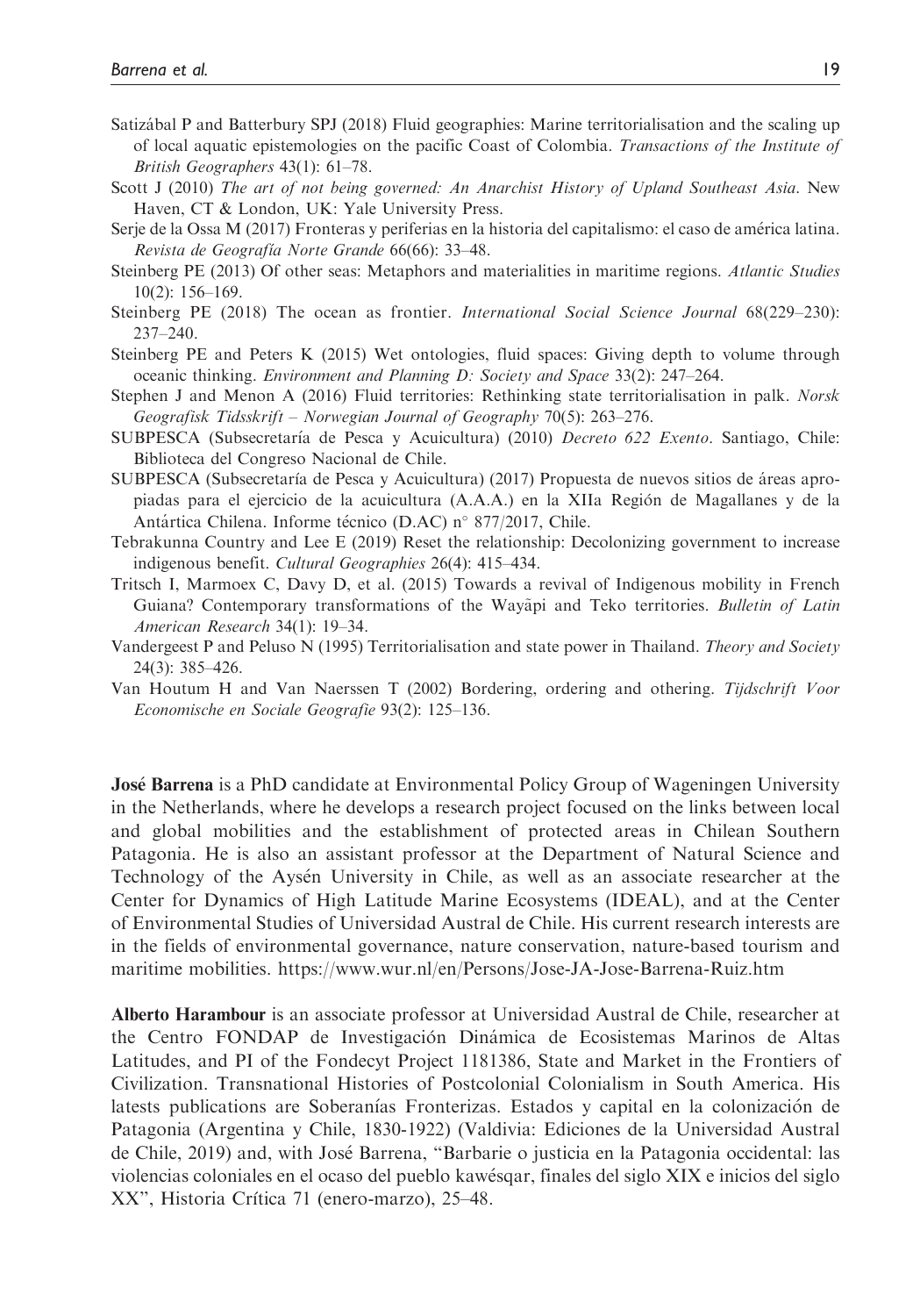Satizábal P and Batterbury SPJ (2018) Fluid geographies: Marine territorialisation and the scaling up of local aquatic epistemologies on the pacific Coast of Colombia. *Transactions of the Institute of British Geographers* 43(1): 61–78.

Scott J (2010) *The art of not being governed: An Anarchist History of Upland Southeast Asia*. New Haven, CT & London, UK: Yale University Press.

Serje de la Ossa M (2017) Fronteras y periferias en la historia del capitalismo: el caso de américa latina. *Revista de Geografía Norte Grande* 66(66): 33–48.

Steinberg PE (2013) Of other seas: Metaphors and materialities in maritime regions. *Atlantic Studies* 10(2): 156–169.

Steinberg PE (2018) The ocean as frontier. *International Social Science Journal* 68(229–230): 237–240.

Steinberg PE and Peters K (2015) Wet ontologies, fluid spaces: Giving depth to volume through oceanic thinking. *Environment and Planning D: Society and Space* 33(2): 247–264.

Stephen J and Menon A (2016) Fluid territories: Rethinking state territorialisation in palk. *Norsk Geografisk Tidsskrift – Norwegian Journal of Geography* 70(5): 263–276.

SUBPESCA (Subsecretaría de Pesca y Acuicultura) (2010) *Decreto 622 Exento*. Santiago, Chile: Biblioteca del Congreso Nacional de Chile.

SUBPESCA (Subsecretaría de Pesca y Acuicultura) (2017) Propuesta de nuevos sitios de áreas apropiadas para el ejercicio de la acuicultura (A.A.A.) en la XIIa Región de Magallanes y de la Antártica Chilena. Informe técnico (D.AC) n° 877/2017, Chile.

Tebrakunna Country and Lee E (2019) Reset the relationship: Decolonizing government to increase indigenous benefit. *Cultural Geographies* 26(4): 415–434.

Tritsch I, Marmoex C, Davy D, et al. (2015) Towards a revival of Indigenous mobility in French Guiana? Contemporary transformations of the Wayãpi and Teko territories. *Bulletin of Latin American Research* 34(1): 19–34.

Vandergeest P and Peluso N (1995) Territorialisation and state power in Thailand. *Theory and Society* 24(3): 385–426.

Van Houtum H and Van Naerssen T (2002) Bordering, ordering and othering. *Tijdschrift Voor Economische en Sociale Geografie* 93(2): 125–136.

**José Barrena** is a PhD candidate at Environmental Policy Group of Wageningen University in the Netherlands, where he develops a research project focused on the links between local and global mobilities and the establishment of protected areas in Chilean Southern Patagonia. He is also an assistant professor at the Department of Natural Science and Technology of the Aysén University in Chile, as well as an associate researcher at the Center for Dynamics of High Latitude Marine Ecosystems (IDEAL), and at the Center of Environmental Studies of Universidad Austral de Chile. His current research interests are in the fields of environmental governance, nature conservation, nature-based tourism and maritime mobilities. https://www.wur.nl/en/Persons/Jose-JA-Jose-Barrena-Ruiz.htm

**Alberto Harambour** is an associate professor at Universidad Austral de Chile, researcher at the Centro FONDAP de Investigación Dinámica de Ecosistemas Marinos de Altas Latitudes, and PI of the Fondecyt Project 1181386, State and Market in the Frontiers of Civilization. Transnational Histories of Postcolonial Colonialism in South America. His latests publications are Soberanías Fronterizas. Estados y capital en la colonización de Patagonia (Argentina y Chile, 1830-1922) (Valdivia: Ediciones de la Universidad Austral de Chile, 2019) and, with José Barrena, "Barbarie o justicia en la Patagonia occidental: las violencias coloniales en el ocaso del pueblo kawésqar, finales del siglo XIX e inicios del siglo XX", Historia Crítica 71 (enero-marzo), 25–48.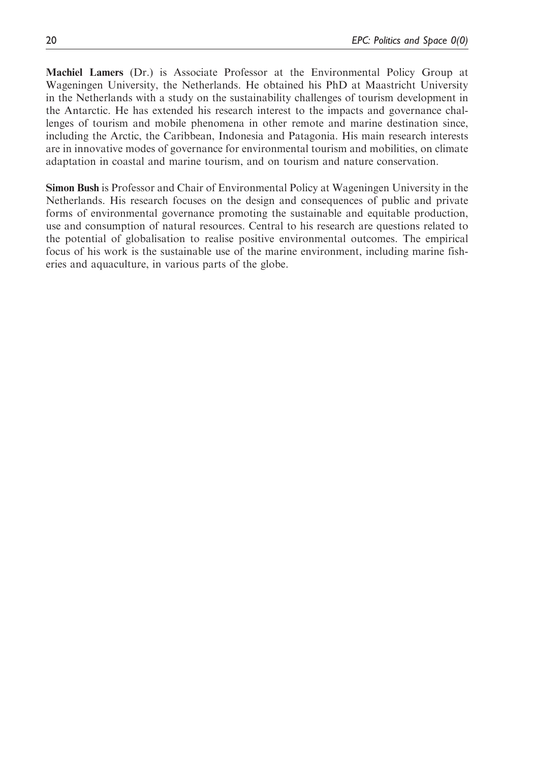**Machiel Lamers** (Dr.) is Associate Professor at the Environmental Policy Group at Wageningen University, the Netherlands. He obtained his PhD at Maastricht University in the Netherlands with a study on the sustainability challenges of tourism development in the Antarctic. He has extended his research interest to the impacts and governance challenges of tourism and mobile phenomena in other remote and marine destination since, including the Arctic, the Caribbean, Indonesia and Patagonia. His main research interests are in innovative modes of governance for environmental tourism and mobilities, on climate adaptation in coastal and marine tourism, and on tourism and nature conservation.

**Simon Bush** is Professor and Chair of Environmental Policy at Wageningen University in the Netherlands. His research focuses on the design and consequences of public and private forms of environmental governance promoting the sustainable and equitable production, use and consumption of natural resources. Central to his research are questions related to the potential of globalisation to realise positive environmental outcomes. The empirical focus of his work is the sustainable use of the marine environment, including marine fisheries and aquaculture, in various parts of the globe.